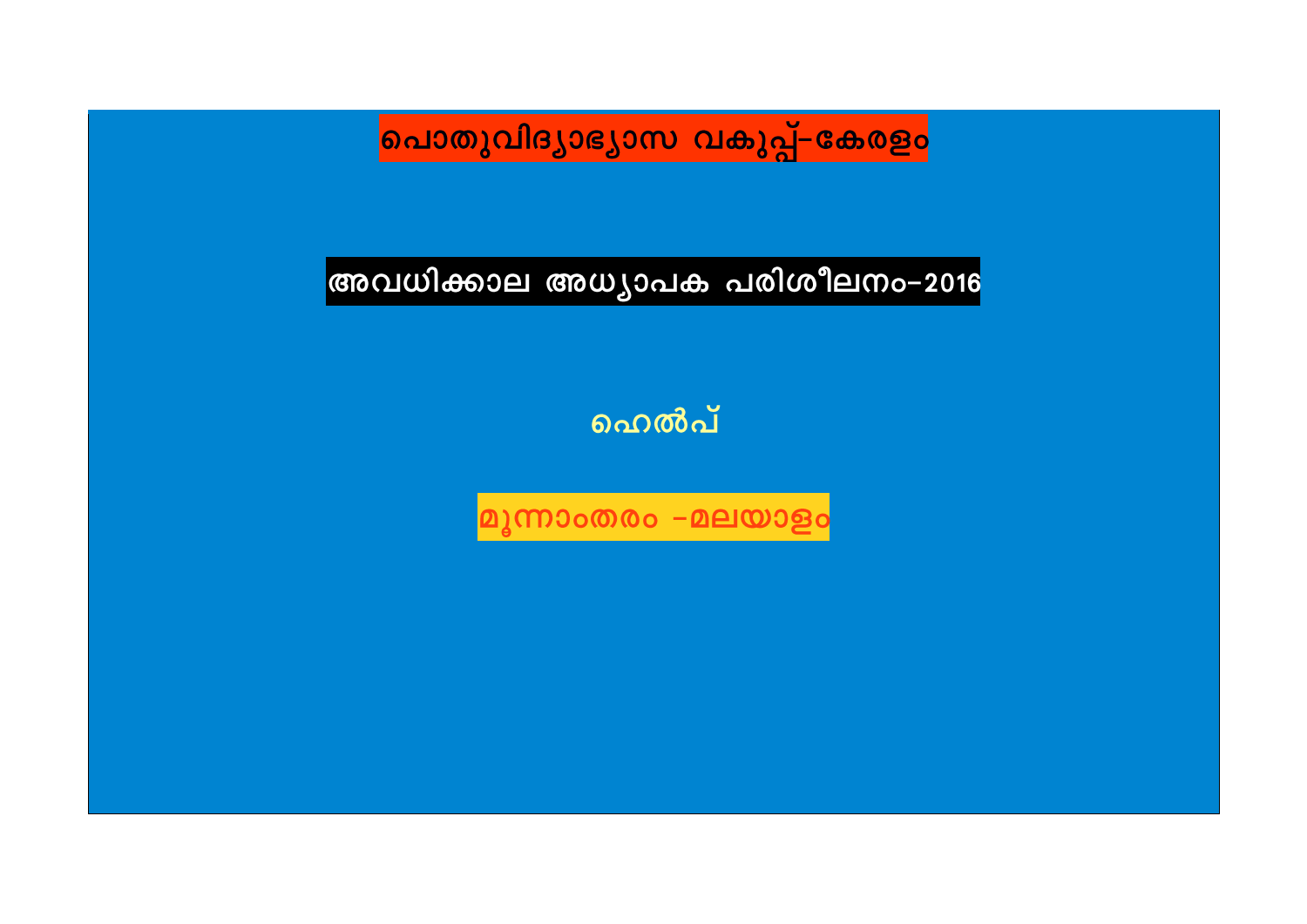# പൊതുവിദ്യാഭ്യാസ വകുപ്പ്-കേരളം

## അവധിക്കാല അധ്യാപക പരിശീലനം-2016

## ഹെൽപ്

### മൂന്നാംതരം -മലയാളം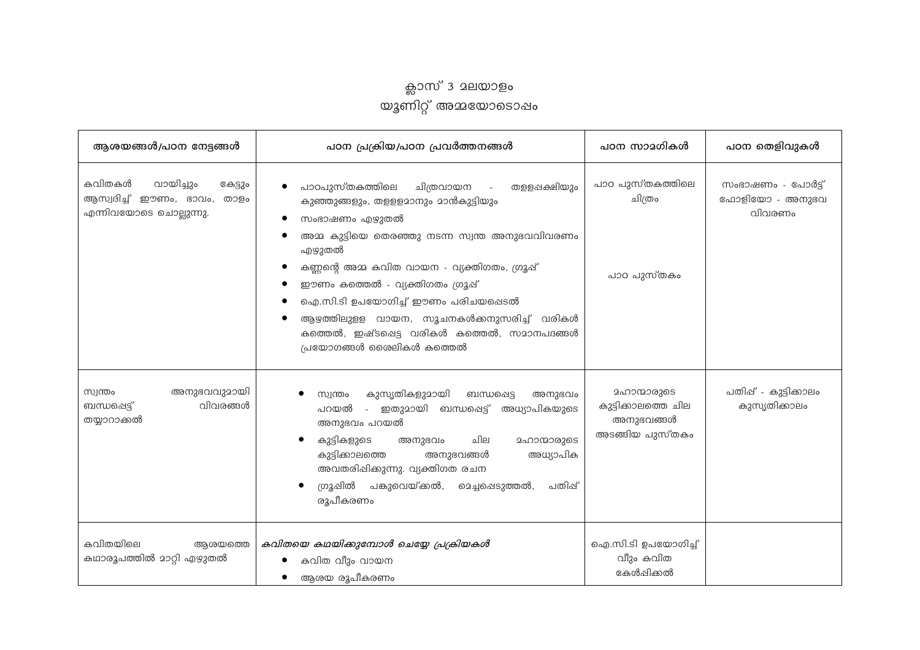# ക്ലാസ് 3 മലയാളം
## യൂണിറ്റ് അമ്മയോടൊപ്പം

| ആശയങ്ങൾ/പഠന നേട്ടങ്ങൾ | പഠന പ്രക്രിയ/പഠന പ്രവർത്തനങ്ങൾ | പഠന സാമഗ്രികൾ | പഠന തെളിവുകൾ |
|---|---|---|---|
| കവിതകൾ വായിച്ചും കേട്ടും ആസ്വദിച്ച് ഈണം, ഭാവം, താളം എന്നിവയോടെ ചൊല്ലുന്നു. | • പാഠപുസ്തകത്തിലെ ചിത്രവായന - തള്ളപ്പക്ഷിയും കുഞ്ഞുങ്ങളും, തള്ളമാനും മാൻകുട്ടിയും<br>• സംഭാഷണം എഴുതൽ<br>• അമ്മ കുട്ടിയെ തെരഞ്ഞു നടന്ന സ്വന്ത അനുഭവവിവരണം എഴുതൽ<br>• കണ്ണന്റെ അമ്മ കവിത വായന - വ്യക്തിഗതം, ഗ്രൂപ്പ്<br>• ഈണം കണ്ടെത്തൽ - വ്യക്തിഗതം ഗ്രൂപ്പ്<br>• ഐ.സി.ടി ഉപയോഗിച്ച് ഈണം പരിചയപ്പെടൽ<br>• ആഴത്തിലുള്ള വായന, സൂചനകൾക്കനുസരിച്ച് വരികൾ കണ്ടെത്തൽ, ഇഷ്ടപ്പെട്ട വരികൾ കണ്ടെത്തൽ, സമാനപദങ്ങൾ പ്രയോഗങ്ങൾ ശൈലികൾ കണ്ടെത്തൽ | പാഠ പുസ്തകത്തിലെ ചിത്രം<br><br>പാഠ പുസ്തകം | സംഭാഷണം - പോർട്ട് ഫോളിയോ - അനുഭവ വിവരണം |
| സ്വന്തം അനുഭവവുമായി ബന്ധപ്പെട്ട് വിവരങ്ങൾ തയ്യാറാക്കൽ | • സ്വന്തം കുസൃതികളുമായി ബന്ധപ്പെട്ട അനുഭവം പറയൽ - ഇതുമായി ബന്ധപ്പെട്ട് അധ്യാപികയുടെ അനുഭവം പറയൽ<br>• കുട്ടികളുടെ അനുഭവം ചില മഹാന്മാരുടെ കുട്ടിക്കാലത്തെ അനുഭവങ്ങൾ അധ്യാപിക അവതരിപ്പിക്കുന്നു. വ്യക്തിഗത രചന<br>• ഗ്രൂപ്പിൽ പങ്കുവെയ്ക്കൽ, മെച്ചപ്പെടുത്തൽ, പതിപ്പ് രൂപീകരണം | മഹാന്മാരുടെ കുട്ടിക്കാലത്തെ ചില അനുഭവങ്ങൾ അടങ്ങിയ പുസ്തകം | പതിപ്പ് - കുട്ടിക്കാലം കുസൃതിക്കാലം |
| കവിതയിലെ ആശയത്തെ കഥാരൂപത്തിൽ മാറ്റി എഴുതൽ | ***കവിതയെ കഥയിക്കുമ്പോൾ ചെയ്യേ പ്രക്രിയകൾ***<br>• കവിത വീണ്ടും വായന<br>• ആശയ രൂപീകരണം | ഐ.സി.ടി ഉപയോഗിച്ച് വീണ്ടും കവിത കേൾപ്പിക്കൽ | |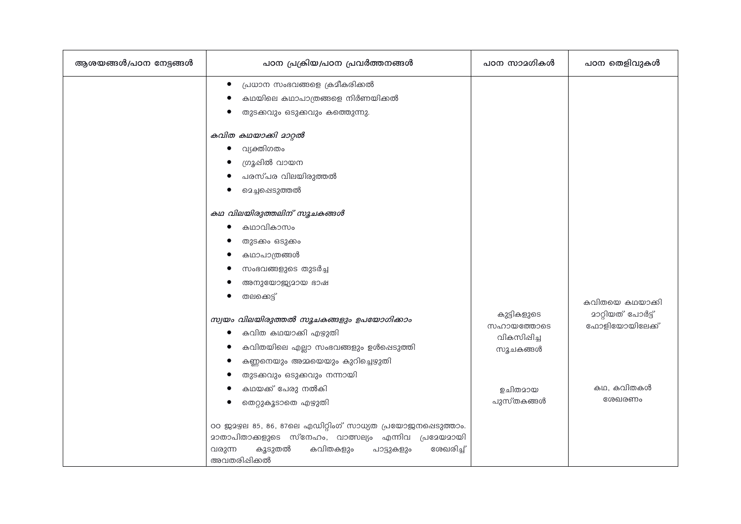| ആശയങ്ങൾ/പഠന നേട്ടങ്ങൾ | പഠന പ്രക്രിയ/പഠന പ്രവർത്തനങ്ങൾ | പഠന സാമഗ്രികൾ | പഠന തെളിവുകൾ |
|---|---|---|---|
| | • പ്രധാന സംഭവങ്ങളെ ക്രമീകരിക്കൽ<br>• കഥയിലെ കഥാപാത്രങ്ങളെ നിർണയിക്കൽ<br>• തുടക്കവും ഒടുക്കവും കണ്ടെത്തുന്നു.<br><br>***കവിത കഥയാക്കി മാറ്റൽ***<br>• വ്യക്തിഗതം<br>• ഗ്രൂപ്പിൽ വായന<br>• പരസ്പര വിലയിരുത്തൽ<br>• മെച്ചപ്പെടുത്തൽ<br><br>***കഥ വിലയിരുത്തലിന് സൂചകങ്ങൾ***<br>• കഥാവികാസം<br>• തുടക്കം ഒടുക്കം<br>• കഥാപാത്രങ്ങൾ<br>• സംഭവങ്ങളുടെ തുടർച്ച<br>• അനുയോജ്യമായ ഭാഷ<br>• തലക്കെട്ട്<br><br>***സ്വയം വിലയിരുത്തൽ സൂചകങ്ങളും ഉപയോഗിക്കാം***<br>• കവിത കഥയാക്കി എഴുതി<br>• കവിതയിലെ എല്ലാ സംഭവങ്ങളും ഉൾപ്പെടുത്തി<br>• കണ്ണനെയും അമ്മയെയും കുറിച്ചെഴുതി<br>• തുടക്കവും ഒടുക്കവും നന്നായി<br>• കഥയക്ക് പേരു നൽകി<br>• തെറ്റുകൂടാതെ എഴുതി<br><br>൦൦ ജമഴല 85, 86, 87ലെ എഡിറ്റിംഗ് സാധ്യത പ്രയോജനപ്പെടുത്താം. മാതാപിതാക്കളുടെ സ്നേഹം, വാത്സല്യം എന്നിവ പ്രമേയമായി വരുന്ന കൂടുതൽ കവിതകളും പാട്ടുകളും ശേഖരിച്ച് അവതരിപ്പിക്കൽ | കുട്ടികളുടെ സഹായത്തോടെ വികസിപ്പിച്ച സൂചകങ്ങൾ<br><br>ഉചിതമായ പുസ്തകങ്ങൾ | കവിതയെ കഥയാക്കി മാറ്റിയത് പോർട്ട് ഫോളിയോയിലേക്ക്<br><br>കഥ, കവിതകൾ ശേഖരണം |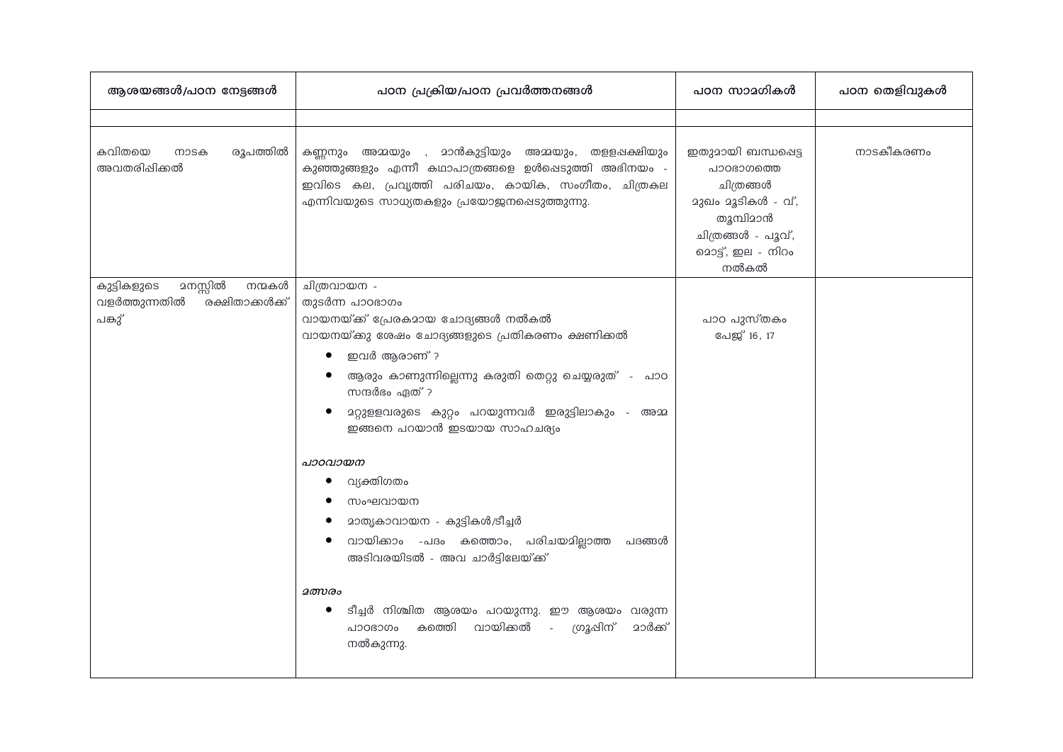| ആശയങ്ങൾ/പഠന നേട്ടങ്ങൾ | പഠന പ്രക്രിയ/പഠന പ്രവർത്തനങ്ങൾ | പഠന സാമഗ്രികൾ | പഠന തെളിവുകൾ |
|---|---|---|---|
| | | | |
| കവിതയെ നാടക രൂപത്തിൽ അവതരിപ്പിക്കൽ | കണ്ണനും അമ്മയും , മാൻകുട്ടിയും അമ്മയും, തളളപ്പക്ഷിയും കുഞ്ഞുങ്ങളും എന്നീ കഥാപാത്രങ്ങളെ ഉൾപ്പെടുത്തി അഭിനയം - ഇവിടെ കല, പ്രവൃത്തി പരിചയം, കായിക, സംഗീതം, ചിത്രകല എന്നിവയുടെ സാധ്യതകളും പ്രയോജനപ്പെടുത്തുന്നു. | ഇതുമായി ബന്ധപ്പെട്ട പാഠഭാഗത്തെ ചിത്രങ്ങൾ<br>മുഖം മൂടികൾ - വ്, തുമ്പിമാൻ<br>ചിത്രങ്ങൾ - പൂവ്, മൊട്ട്, ഇല - നിറം നൽകൽ | നാടകീകരണം |
| കുട്ടികളുടെ മനസ്സിൽ നന്മകൾ വളർത്തുന്നതിൽ രക്ഷിതാക്കൾക്ക് പങ്ക് | ചിത്രവായന -<br>തുടർന്ന പാഠഭാഗം<br>വായനയ്ക്ക് പ്രേരകമായ ചോദ്യങ്ങൾ നൽകൽ<br>വായനയ്ക്കു ശേഷം ചോദ്യങ്ങളുടെ പ്രതികരണം ക്ഷണിക്കൽ<br>• ഇവർ ആരാണ് ?<br>• ആരും കാണുന്നില്ലെന്നു കരുതി തെറ്റു ചെയ്യരുത് - പാഠ സന്ദർഭം ഏത് ?<br>• മറ്റുളളവരുടെ കുറ്റം പറയുന്നവർ ഇരുട്ടിലാകും - അമ്മ ഇങ്ങനെ പറയാൻ ഇടയായ സാഹചര്യം<br><br>*പാഠവായന*<br>• വ്യക്തിഗതം<br>• സംഘവായന<br>• മാതൃകാവായന - കുട്ടികൾ/ടീച്ചർ<br>• വായിക്കാം -പദം കത്തൊം, പരിചയമില്ലാത്ത പദങ്ങൾ അടിവരയിടൽ - അവ ചാർട്ടിലേയ്ക്ക്<br><br>*മത്സരം*<br>• ടീച്ചർ നിശ്ചിത ആശയം പറയുന്നു. ഈ ആശയം വരുന്ന പാഠഭാഗം കത്തെി വായിക്കൽ - ഗ്രൂപ്പിന് മാർക്ക് നൽകുന്നു. | പാഠ പുസ്തകം<br>പേജ് 16, 17 | |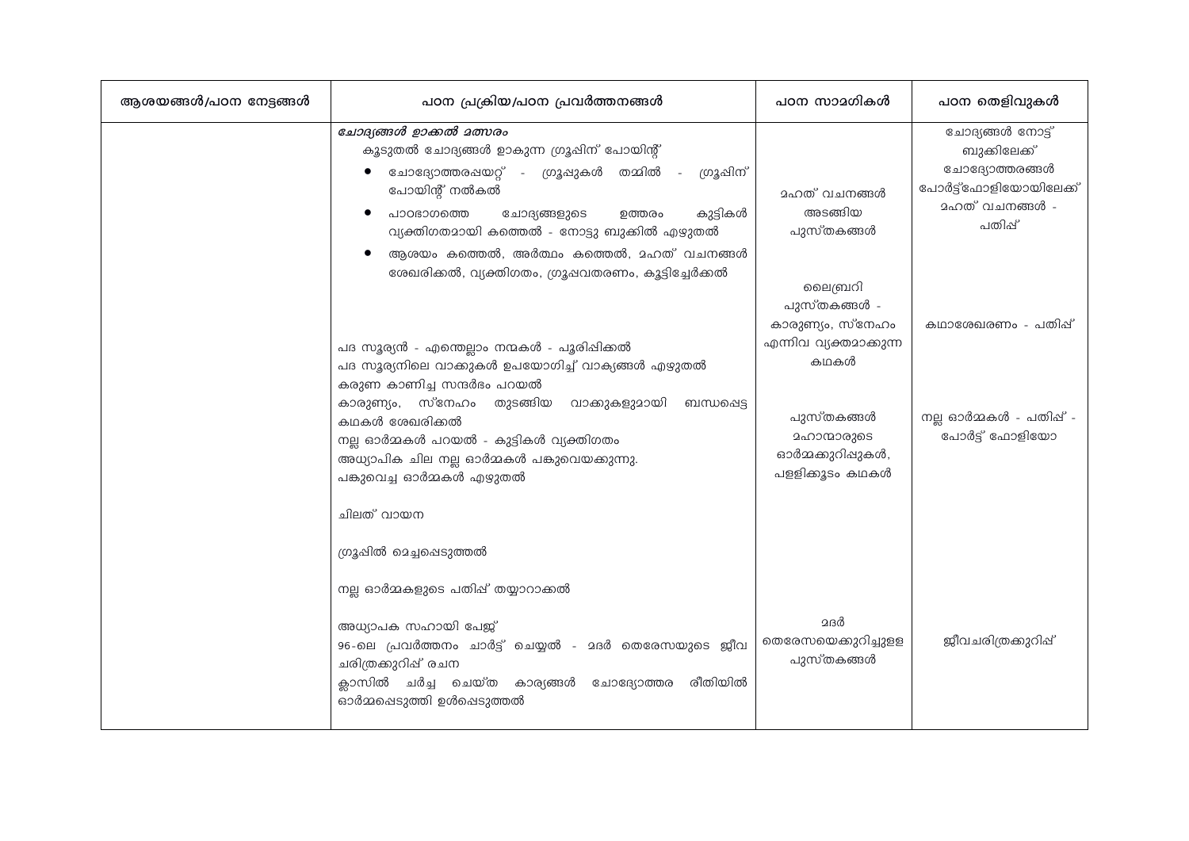| ആശയങ്ങൾ/പഠന നേട്ടങ്ങൾ | പഠന പ്രക്രിയ/പഠന പ്രവർത്തനങ്ങൾ | പഠന സാമഗ്രികൾ | പഠന തെളിവുകൾ |
|---|---|---|---|
| | ***ചോദ്യങ്ങൾ ഉണ്ടാക്കൽ മത്സരം***<br>കൂടുതൽ ചോദ്യങ്ങൾ ഉണ്ടാകുന്ന ഗ്രൂപ്പിന് പോയിന്റ്<br>• ചോദ്യോത്തരപ്പയറ്റ് - ഗ്രൂപ്പുകൾ തമ്മിൽ - ഗ്രൂപ്പിന് പോയിന്റ് നൽകൽ<br>• പാഠഭാഗത്തെ ചോദ്യങ്ങളുടെ ഉത്തരം കുട്ടികൾ വ്യക്തിഗതമായി കണ്ടെത്തൽ - നോട്ടു ബുക്കിൽ എഴുതൽ<br>• ആശയം കണ്ടെത്തൽ, അർത്ഥം കണ്ടെത്തൽ, മഹത് വചനങ്ങൾ ശേഖരിക്കൽ, വ്യക്തിഗതം, ഗ്രൂപ്പവതരണം, കൂട്ടിച്ചേർക്കൽ | മഹത് വചനങ്ങൾ അടങ്ങിയ പുസ്തകങ്ങൾ | ചോദ്യങ്ങൾ നോട്ട് ബുക്കിലേക്ക്<br>ചോദ്യോത്തരങ്ങൾ പോർട്ട്ഫോളിയോയിലേക്ക്<br>മഹത് വചനങ്ങൾ - പതിപ്പ് |
| | പദ സൂര്യൻ - എന്തെല്ലാം നന്മകൾ - പൂരിപ്പിക്കൽ<br>പദ സൂര്യനിലെ വാക്കുകൾ ഉപയോഗിച്ച് വാക്യങ്ങൾ എഴുതൽ<br>കരുണ കാണിച്ച സന്ദർഭം പറയൽ<br>കാരുണ്യം, സ്നേഹം തുടങ്ങിയ വാക്കുകളുമായി ബന്ധപ്പെട്ട കഥകൾ ശേഖരിക്കൽ | ലൈബ്രറി പുസ്തകങ്ങൾ - കാരുണ്യം, സ്നേഹം എന്നിവ വ്യക്തമാക്കുന്ന കഥകൾ | കഥാശേഖരണം - പതിപ്പ് |
| | നല്ല ഓർമ്മകൾ പറയൽ - കുട്ടികൾ വ്യക്തിഗതം<br>അധ്യാപിക ചില നല്ല ഓർമ്മകൾ പങ്കുവെയ്ക്കുന്നു.<br>പങ്കുവെച്ച ഓർമ്മകൾ എഴുതൽ<br><br>ചിലത് വായന<br><br>ഗ്രൂപ്പിൽ മെച്ചപ്പെടുത്തൽ<br><br>നല്ല ഓർമ്മകളുടെ പതിപ്പ് തയ്യാറാക്കൽ | പുസ്തകങ്ങൾ<br>മഹാന്മാരുടെ ഓർമ്മക്കുറിപ്പുകൾ,<br>പള്ളിക്കൂടം കഥകൾ | നല്ല ഓർമ്മകൾ - പതിപ്പ് - പോർട്ട് ഫോളിയോ |
| | അധ്യാപക സഹായി പേജ്<br>96-ലെ പ്രവർത്തനം ചാർട്ട് ചെയ്യൽ - മദർ തെരേസയുടെ ജീവ ചരിത്രക്കുറിപ്പ് രചന<br>ക്ലാസിൽ ചർച്ച ചെയ്ത കാര്യങ്ങൾ ചോദ്യോത്തര രീതിയിൽ ഓർമ്മപ്പെടുത്തി ഉൾപ്പെടുത്തൽ | മദർ തെരേസയെക്കുറിച്ചുള്ള പുസ്തകങ്ങൾ | ജീവചരിത്രക്കുറിപ്പ് |